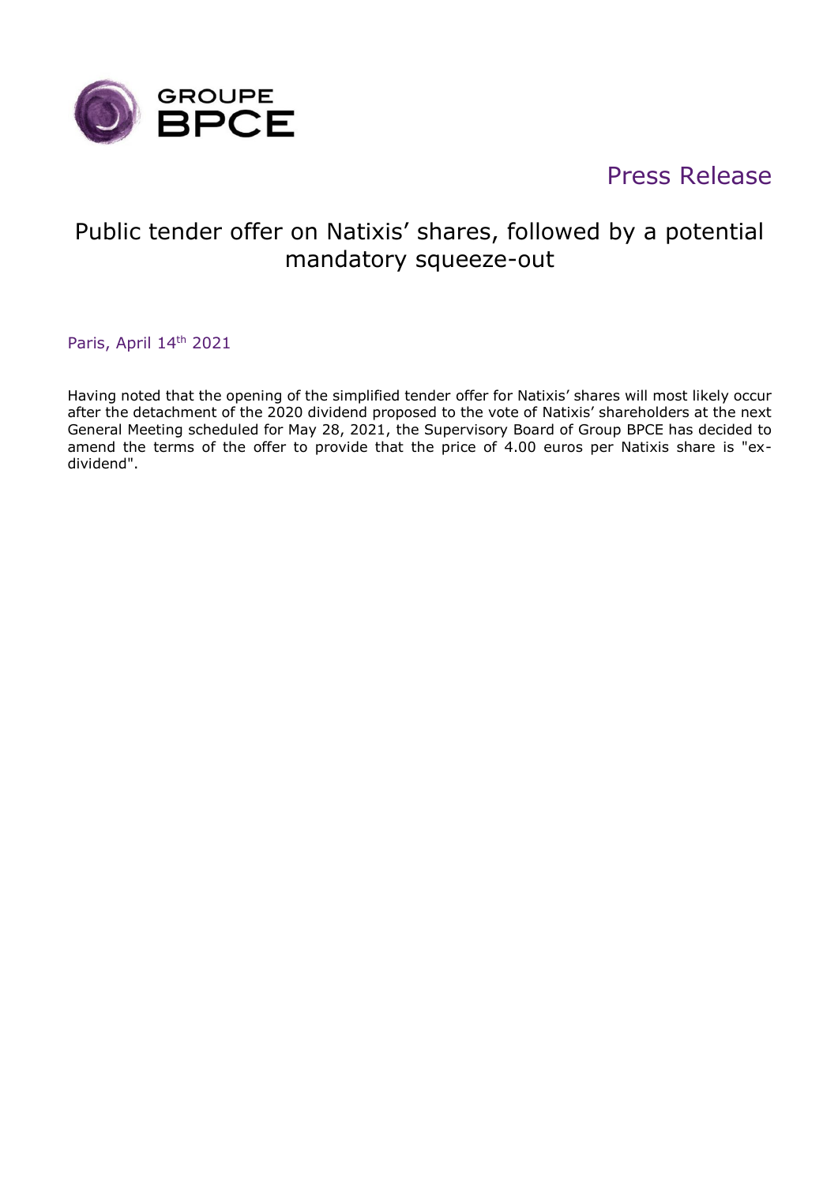GROUPE BPCE

Press Release

# Public tender offer on Natixis' shares, followed by a potential mandatory squeeze-out

Paris, April 14th 2021

Having noted that the opening of the simplified tender offer for Natixis' shares will most likely occur after the detachment of the 2020 dividend proposed to the vote of Natixis' shareholders at the next General Meeting scheduled for May 28, 2021, the Supervisory Board of Group BPCE has decided to amend the terms of the offer to provide that the price of 4.00 euros per Natixis share is "ex-dividend".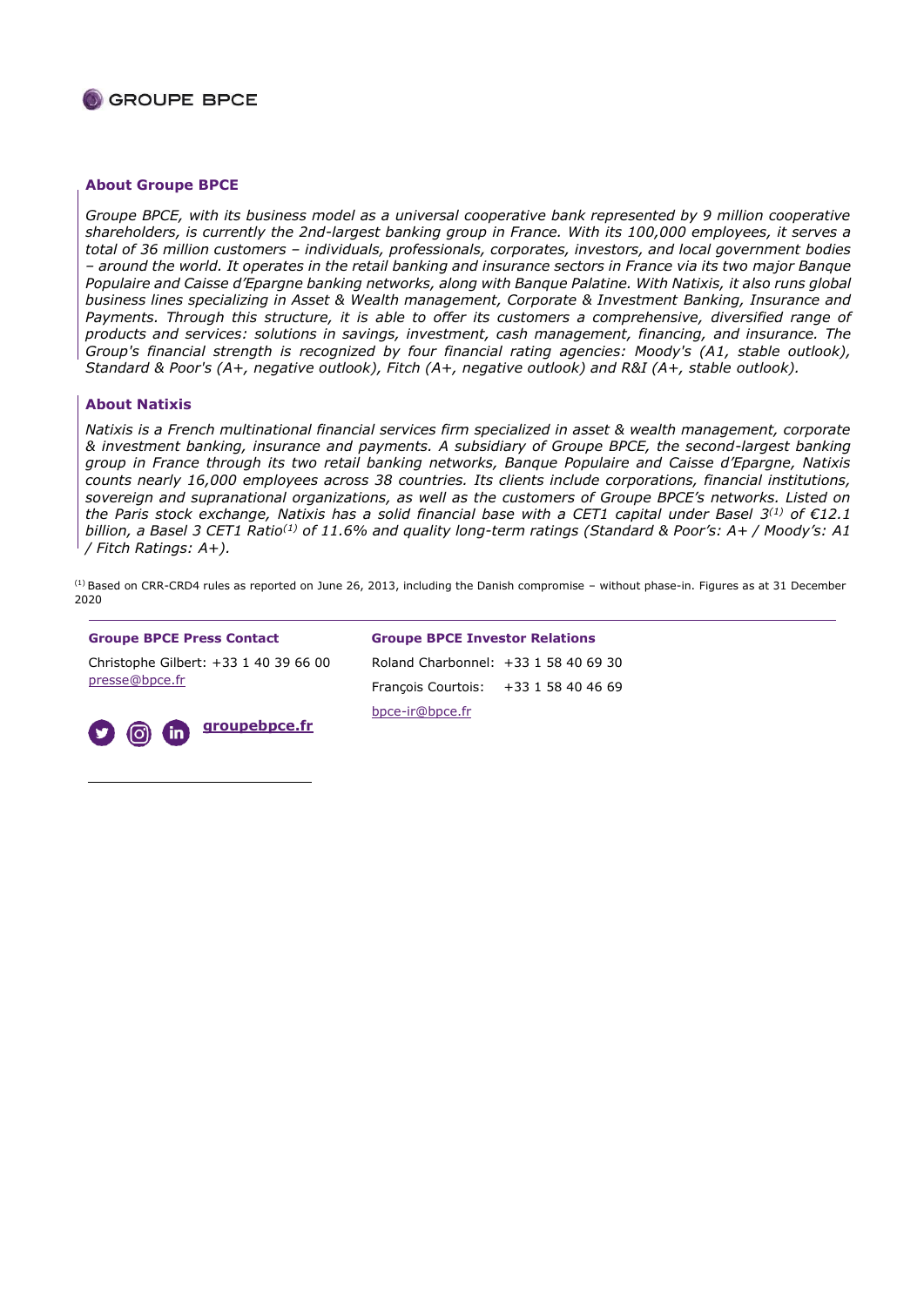## About Groupe BPCE

*Groupe BPCE, with its business model as a universal cooperative bank represented by 9 million cooperative shareholders, is currently the 2nd-largest banking group in France. With its 100,000 employees, it serves a total of 36 million customers – individuals, professionals, corporates, investors, and local government bodies – around the world. It operates in the retail banking and insurance sectors in France via its two major Banque Populaire and Caisse d'Epargne banking networks, along with Banque Palatine. With Natixis, it also runs global business lines specializing in Asset & Wealth management, Corporate & Investment Banking, Insurance and Payments. Through this structure, it is able to offer its customers a comprehensive, diversified range of products and services: solutions in savings, investment, cash management, financing, and insurance. The Group's financial strength is recognized by four financial rating agencies: Moody's (A1, stable outlook), Standard & Poor's (A+, negative outlook), Fitch (A+, negative outlook) and R&I (A+, stable outlook).*

## About Natixis

*Natixis is a French multinational financial services firm specialized in asset & wealth management, corporate & investment banking, insurance and payments. A subsidiary of Groupe BPCE, the second-largest banking group in France through its two retail banking networks, Banque Populaire and Caisse d'Epargne, Natixis counts nearly 16,000 employees across 38 countries. Its clients include corporations, financial institutions, sovereign and supranational organizations, as well as the customers of Groupe BPCE's networks. Listed on the Paris stock exchange, Natixis has a solid financial base with a CET1 capital under Basel 3[(1)] of €12.1 billion, a Basel 3 CET1 Ratio[(1)] of 11.6% and quality long-term ratings (Standard & Poor's: A+ / Moody's: A1 / Fitch Ratings: A+).*

[(1)] Based on CRR-CRD4 rules as reported on June 26, 2013, including the Danish compromise – without phase-in. Figures as at 31 December 2020

**Groupe BPCE Press Contact**

Christophe Gilbert: +33 1 40 39 66 00
presse@bpce.fr

**groupebpce.fr**

**Groupe BPCE Investor Relations**

Roland Charbonnel: +33 1 58 40 69 30

François Courtois: +33 1 58 40 46 69

bpce-ir@bpce.fr